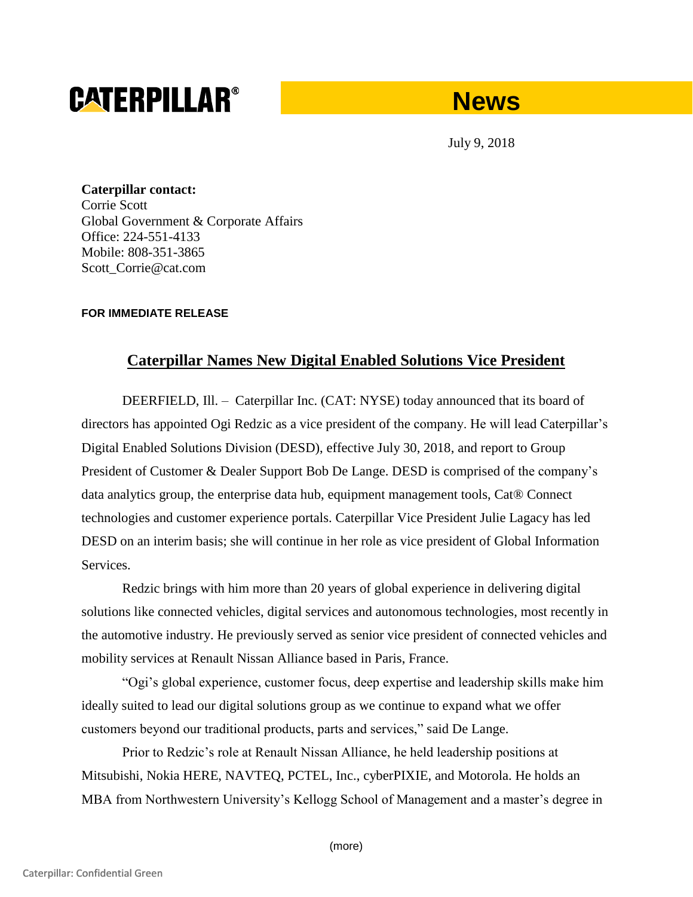# CATERPILLAR® News

July 9, 2018

**Caterpillar contact:**
Corrie Scott
Global Government & Corporate Affairs
Office: 224-551-4133
Mobile: 808-351-3865
Scott_Corrie@cat.com

**FOR IMMEDIATE RELEASE**

## Caterpillar Names New Digital Enabled Solutions Vice President

DEERFIELD, Ill. – Caterpillar Inc. (CAT: NYSE) today announced that its board of directors has appointed Ogi Redzic as a vice president of the company. He will lead Caterpillar's Digital Enabled Solutions Division (DESD), effective July 30, 2018, and report to Group President of Customer & Dealer Support Bob De Lange. DESD is comprised of the company's data analytics group, the enterprise data hub, equipment management tools, Cat® Connect technologies and customer experience portals. Caterpillar Vice President Julie Lagacy has led DESD on an interim basis; she will continue in her role as vice president of Global Information Services.

Redzic brings with him more than 20 years of global experience in delivering digital solutions like connected vehicles, digital services and autonomous technologies, most recently in the automotive industry. He previously served as senior vice president of connected vehicles and mobility services at Renault Nissan Alliance based in Paris, France.

"Ogi's global experience, customer focus, deep expertise and leadership skills make him ideally suited to lead our digital solutions group as we continue to expand what we offer customers beyond our traditional products, parts and services," said De Lange.

Prior to Redzic's role at Renault Nissan Alliance, he held leadership positions at Mitsubishi, Nokia HERE, NAVTEQ, PCTEL, Inc., cyberPIXIE, and Motorola. He holds an MBA from Northwestern University's Kellogg School of Management and a master's degree in

(more)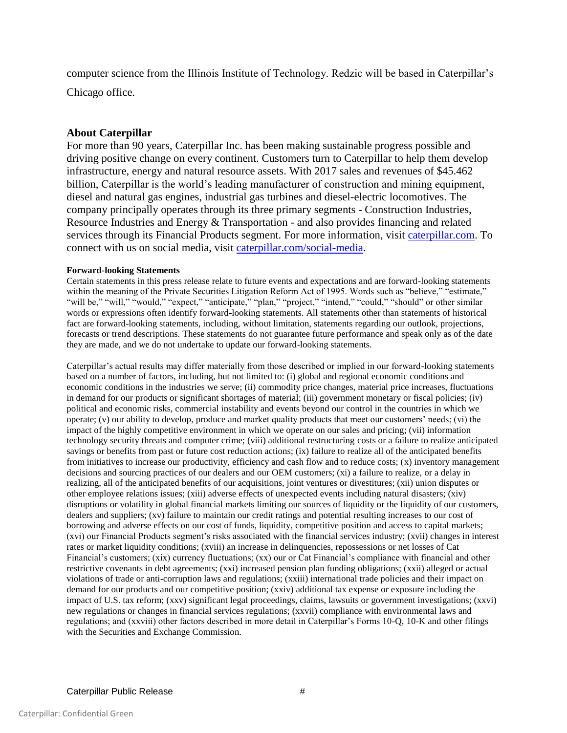computer science from the Illinois Institute of Technology. Redzic will be based in Caterpillar's Chicago office.

## About Caterpillar

For more than 90 years, Caterpillar Inc. has been making sustainable progress possible and driving positive change on every continent. Customers turn to Caterpillar to help them develop infrastructure, energy and natural resource assets. With 2017 sales and revenues of $45.462 billion, Caterpillar is the world's leading manufacturer of construction and mining equipment, diesel and natural gas engines, industrial gas turbines and diesel-electric locomotives. The company principally operates through its three primary segments - Construction Industries, Resource Industries and Energy & Transportation - and also provides financing and related services through its Financial Products segment. For more information, visit [caterpillar.com](caterpillar.com). To connect with us on social media, visit [caterpillar.com/social-media](caterpillar.com/social-media).

**Forward-looking Statements**

Certain statements in this press release relate to future events and expectations and are forward-looking statements within the meaning of the Private Securities Litigation Reform Act of 1995. Words such as "believe," "estimate," "will be," "will," "would," "expect," "anticipate," "plan," "project," "intend," "could," "should" or other similar words or expressions often identify forward-looking statements. All statements other than statements of historical fact are forward-looking statements, including, without limitation, statements regarding our outlook, projections, forecasts or trend descriptions. These statements do not guarantee future performance and speak only as of the date they are made, and we do not undertake to update our forward-looking statements.

Caterpillar's actual results may differ materially from those described or implied in our forward-looking statements based on a number of factors, including, but not limited to: (i) global and regional economic conditions and economic conditions in the industries we serve; (ii) commodity price changes, material price increases, fluctuations in demand for our products or significant shortages of material; (iii) government monetary or fiscal policies; (iv) political and economic risks, commercial instability and events beyond our control in the countries in which we operate; (v) our ability to develop, produce and market quality products that meet our customers' needs; (vi) the impact of the highly competitive environment in which we operate on our sales and pricing; (vii) information technology security threats and computer crime; (viii) additional restructuring costs or a failure to realize anticipated savings or benefits from past or future cost reduction actions; (ix) failure to realize all of the anticipated benefits from initiatives to increase our productivity, efficiency and cash flow and to reduce costs; (x) inventory management decisions and sourcing practices of our dealers and our OEM customers; (xi) a failure to realize, or a delay in realizing, all of the anticipated benefits of our acquisitions, joint ventures or divestitures; (xii) union disputes or other employee relations issues; (xiii) adverse effects of unexpected events including natural disasters; (xiv) disruptions or volatility in global financial markets limiting our sources of liquidity or the liquidity of our customers, dealers and suppliers; (xv) failure to maintain our credit ratings and potential resulting increases to our cost of borrowing and adverse effects on our cost of funds, liquidity, competitive position and access to capital markets; (xvi) our Financial Products segment's risks associated with the financial services industry; (xvii) changes in interest rates or market liquidity conditions; (xviii) an increase in delinquencies, repossessions or net losses of Cat Financial's customers; (xix) currency fluctuations; (xx) our or Cat Financial's compliance with financial and other restrictive covenants in debt agreements; (xxi) increased pension plan funding obligations; (xxii) alleged or actual violations of trade or anti-corruption laws and regulations; (xxiii) international trade policies and their impact on demand for our products and our competitive position; (xxiv) additional tax expense or exposure including the impact of U.S. tax reform; (xxv) significant legal proceedings, claims, lawsuits or government investigations; (xxvi) new regulations or changes in financial services regulations; (xxvii) compliance with environmental laws and regulations; and (xxviii) other factors described in more detail in Caterpillar's Forms 10-Q, 10-K and other filings with the Securities and Exchange Commission.

#